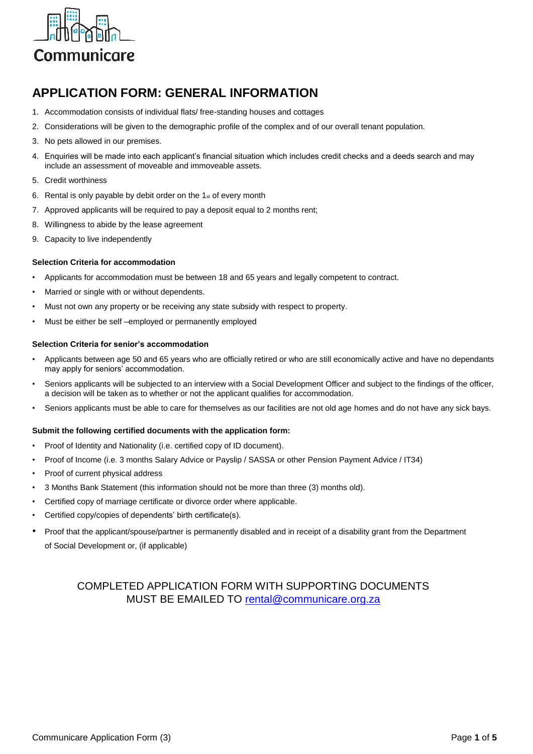Communicare

# APPLICATION FORM: GENERAL INFORMATION

1. Accommodation consists of individual flats/ free-standing houses and cottages
2. Considerations will be given to the demographic profile of the complex and of our overall tenant population.
3. No pets allowed in our premises.
4. Enquiries will be made into each applicant's financial situation which includes credit checks and a deeds search and may include an assessment of moveable and immoveable assets.
5. Credit worthiness
6. Rental is only payable by debit order on the 1st of every month
7. Approved applicants will be required to pay a deposit equal to 2 months rent;
8. Willingness to abide by the lease agreement
9. Capacity to live independently

**Selection Criteria for accommodation**

- Applicants for accommodation must be between 18 and 65 years and legally competent to contract.
- Married or single with or without dependents.
- Must not own any property or be receiving any state subsidy with respect to property.
- Must be either be self –employed or permanently employed

**Selection Criteria for senior's accommodation**

- Applicants between age 50 and 65 years who are officially retired or who are still economically active and have no dependants may apply for seniors' accommodation.
- Seniors applicants will be subjected to an interview with a Social Development Officer and subject to the findings of the officer, a decision will be taken as to whether or not the applicant qualifies for accommodation.
- Seniors applicants must be able to care for themselves as our facilities are not old age homes and do not have any sick bays.

**Submit the following certified documents with the application form:**

- Proof of Identity and Nationality (i.e. certified copy of ID document).
- Proof of Income (i.e. 3 months Salary Advice or Payslip / SASSA or other Pension Payment Advice / IT34)
- Proof of current physical address
- 3 Months Bank Statement (this information should not be more than three (3) months old).
- Certified copy of marriage certificate or divorce order where applicable.
- Certified copy/copies of dependents' birth certificate(s).
- Proof that the applicant/spouse/partner is permanently disabled and in receipt of a disability grant from the Department of Social Development or, (if applicable)

COMPLETED APPLICATION FORM WITH SUPPORTING DOCUMENTS MUST BE EMAILED TO rental@communicare.org.za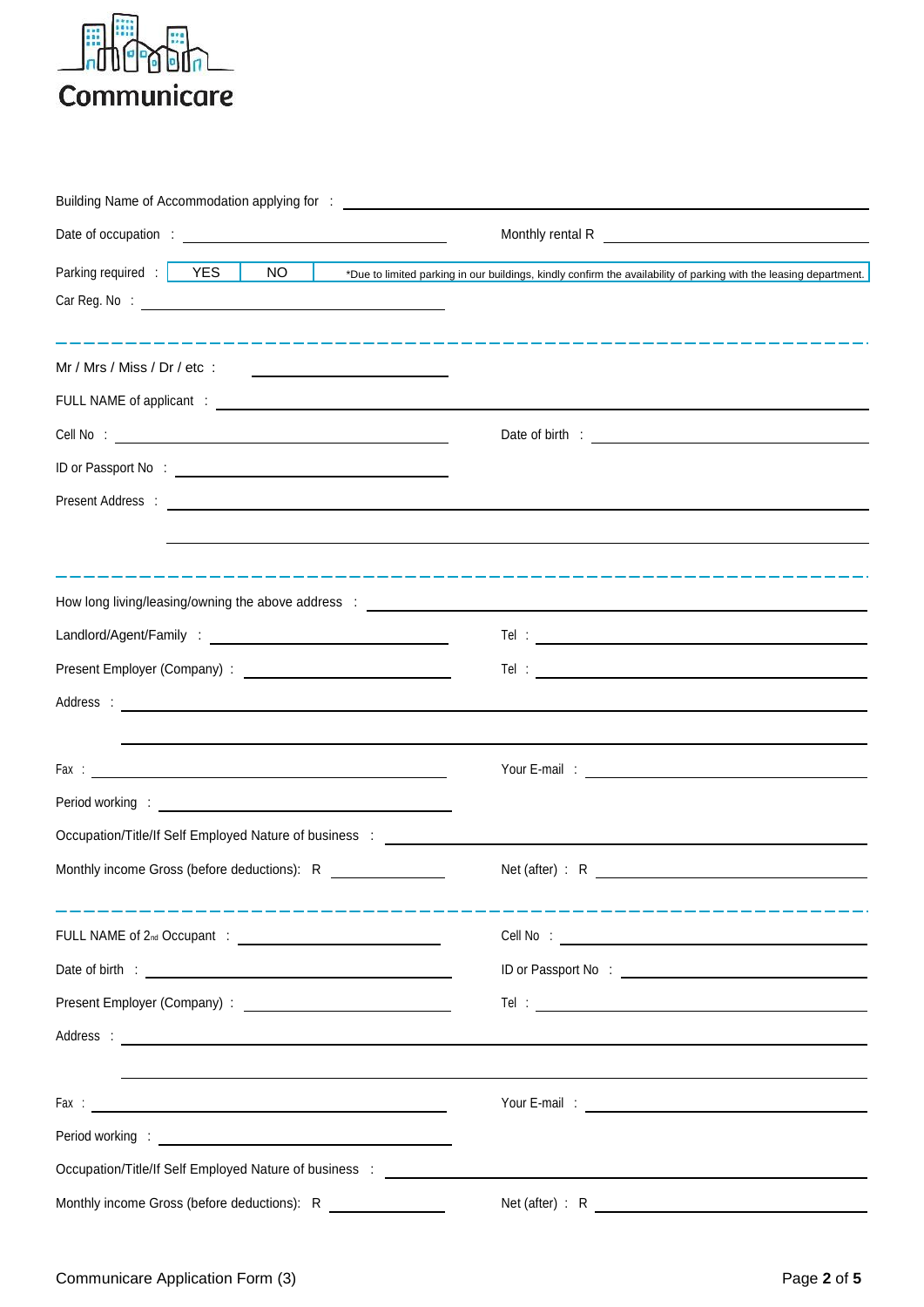Communicare

Building Name of Accommodation applying for : ______________________________

Date of occupation : ______________________ Monthly rental R ______________________

Parking required : | YES | NO | *Due to limited parking in our buildings, kindly confirm the availability of parking with the leasing department.

Car Reg. No : ______________________

---

Mr / Mrs / Miss / Dr / etc : ______________________

FULL NAME of applicant : ______________________________

Cell No : ______________________ Date of birth : ______________________

ID or Passport No : ______________________

Present Address : ______________________________

______________________________

---

How long living/leasing/owning the above address : ______________________

Landlord/Agent/Family : ______________________ Tel : ______________________

Present Employer (Company) : ______________________ Tel : ______________________

Address : ______________________________

______________________________

Fax : ______________________ Your E-mail : ______________________

Period working : ______________________

Occupation/Title/If Self Employed Nature of business : ______________________

Monthly income Gross (before deductions): R ____________ Net (after) : R ____________

---

FULL NAME of 2nd Occupant : ______________________ Cell No : ______________________

Date of birth : ______________________ ID or Passport No : ______________________

Present Employer (Company) : ______________________ Tel : ______________________

Address : ______________________________

______________________________

Fax : ______________________ Your E-mail : ______________________

Period working : ______________________

Occupation/Title/If Self Employed Nature of business : ______________________

Monthly income Gross (before deductions): R ____________ Net (after) : R ____________

Communicare Application Form (3)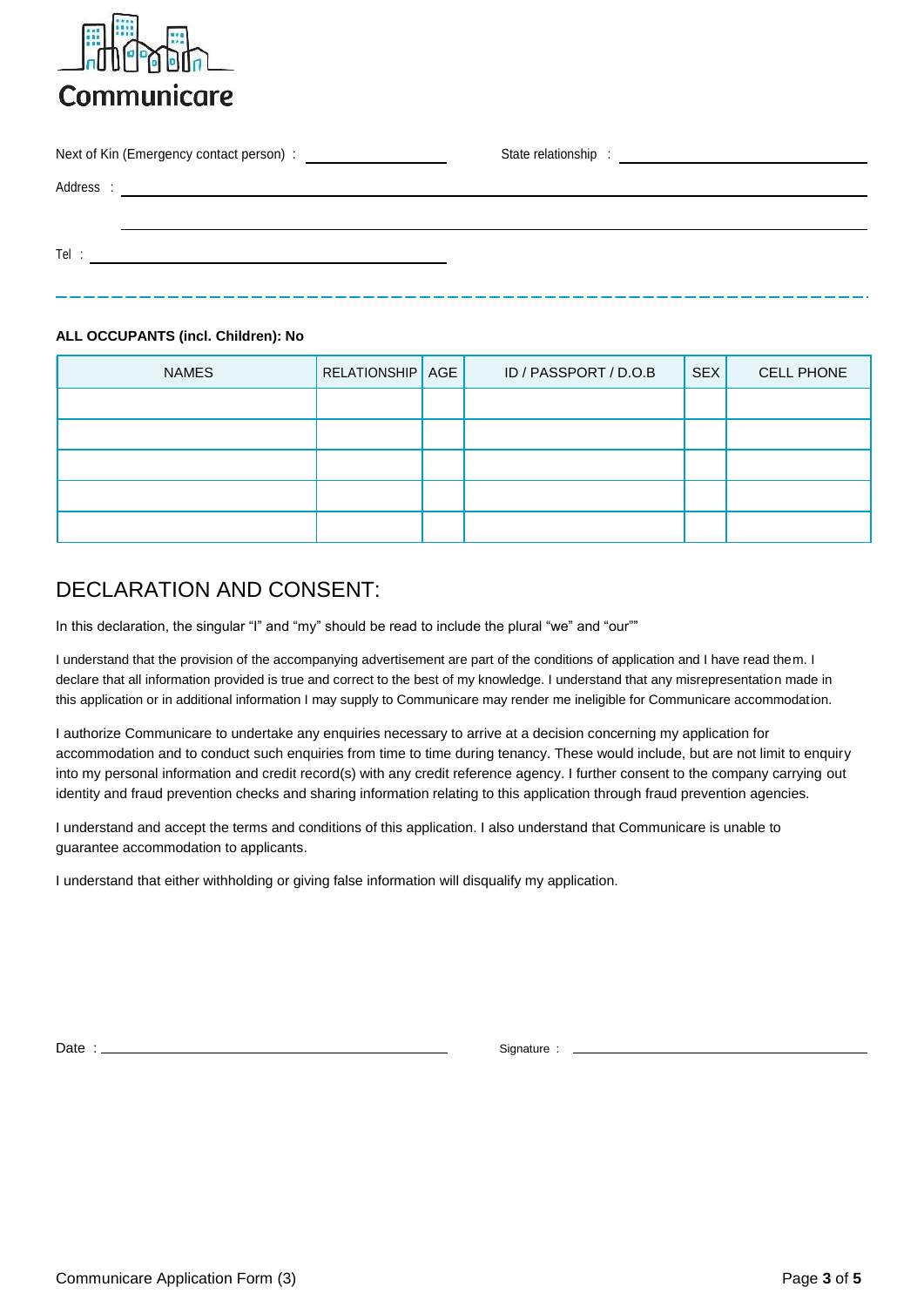Communicare

Next of Kin (Emergency contact person) : ____________________ State relationship : ____________________

Address : ____________________________________________________________

____________________________________________________________

Tel : ____________________

**ALL OCCUPANTS (incl. Children): No**

| NAMES | RELATIONSHIP | AGE | ID / PASSPORT / D.O.B | SEX | CELL PHONE |
|---|---|---|---|---|---|
| | | | | | |
| | | | | | |
| | | | | | |
| | | | | | |
| | | | | | |

## DECLARATION AND CONSENT:

In this declaration, the singular “I” and “my” should be read to include the plural “we” and “our””

I understand that the provision of the accompanying advertisement are part of the conditions of application and I have read them. I declare that all information provided is true and correct to the best of my knowledge. I understand that any misrepresentation made in this application or in additional information I may supply to Communicare may render me ineligible for Communicare accommodation.

I authorize Communicare to undertake any enquiries necessary to arrive at a decision concerning my application for accommodation and to conduct such enquiries from time to time during tenancy. These would include, but are not limit to enquiry into my personal information and credit record(s) with any credit reference agency. I further consent to the company carrying out identity and fraud prevention checks and sharing information relating to this application through fraud prevention agencies.

I understand and accept the terms and conditions of this application. I also understand that Communicare is unable to guarantee accommodation to applicants.

I understand that either withholding or giving false information will disqualify my application.

Date : ____________________ Signature : ____________________

Communicare Application Form (3)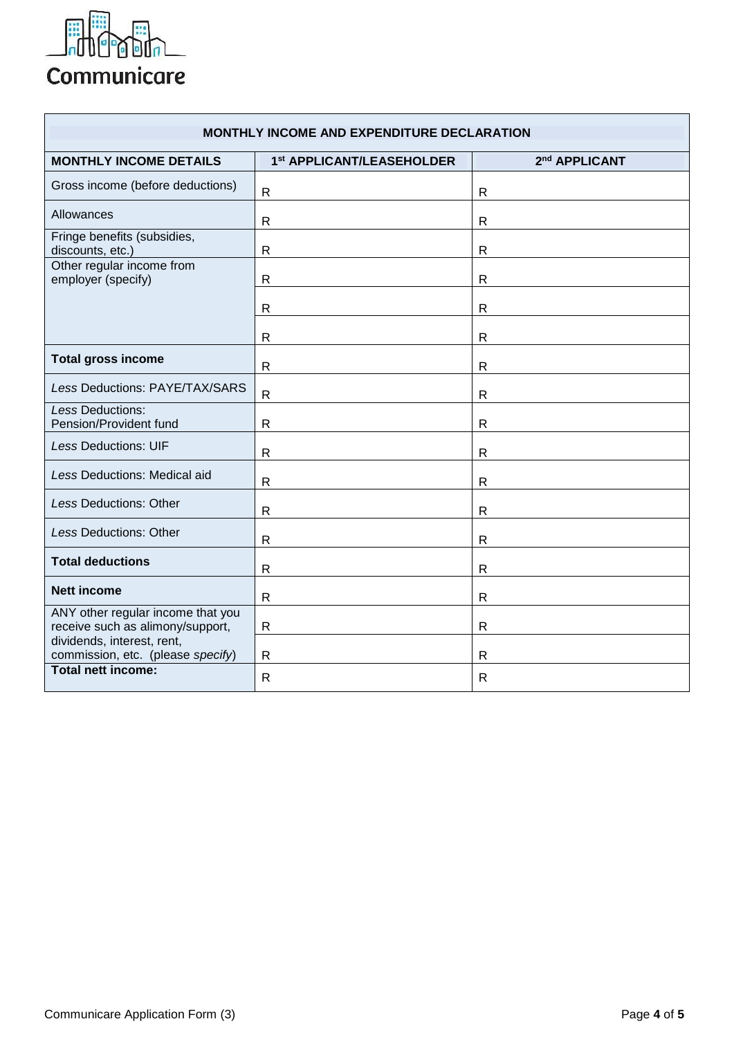Communicare

| MONTHLY INCOME AND EXPENDITURE DECLARATION | | |
|---|---|---|
| **MONTHLY INCOME DETAILS** | **1st APPLICANT/LEASEHOLDER** | **2nd APPLICANT** |
| Gross income (before deductions) | R | R |
| Allowances | R | R |
| Fringe benefits (subsidies, discounts, etc.) | R | R |
| Other regular income from employer (specify) | R | R |
| | R | R |
| | R | R |
| **Total gross income** | R | R |
| *Less* Deductions: PAYE/TAX/SARS | R | R |
| *Less* Deductions: Pension/Provident fund | R | R |
| *Less* Deductions: UIF | R | R |
| *Less* Deductions: Medical aid | R | R |
| *Less* Deductions: Other | R | R |
| *Less* Deductions: Other | R | R |
| **Total deductions** | R | R |
| **Nett income** | R | R |
| ANY other regular income that you receive such as alimony/support, dividends, interest, rent, commission, etc. (please *specify*) | R | R |
| | R | R |
| **Total nett income:** | R | R |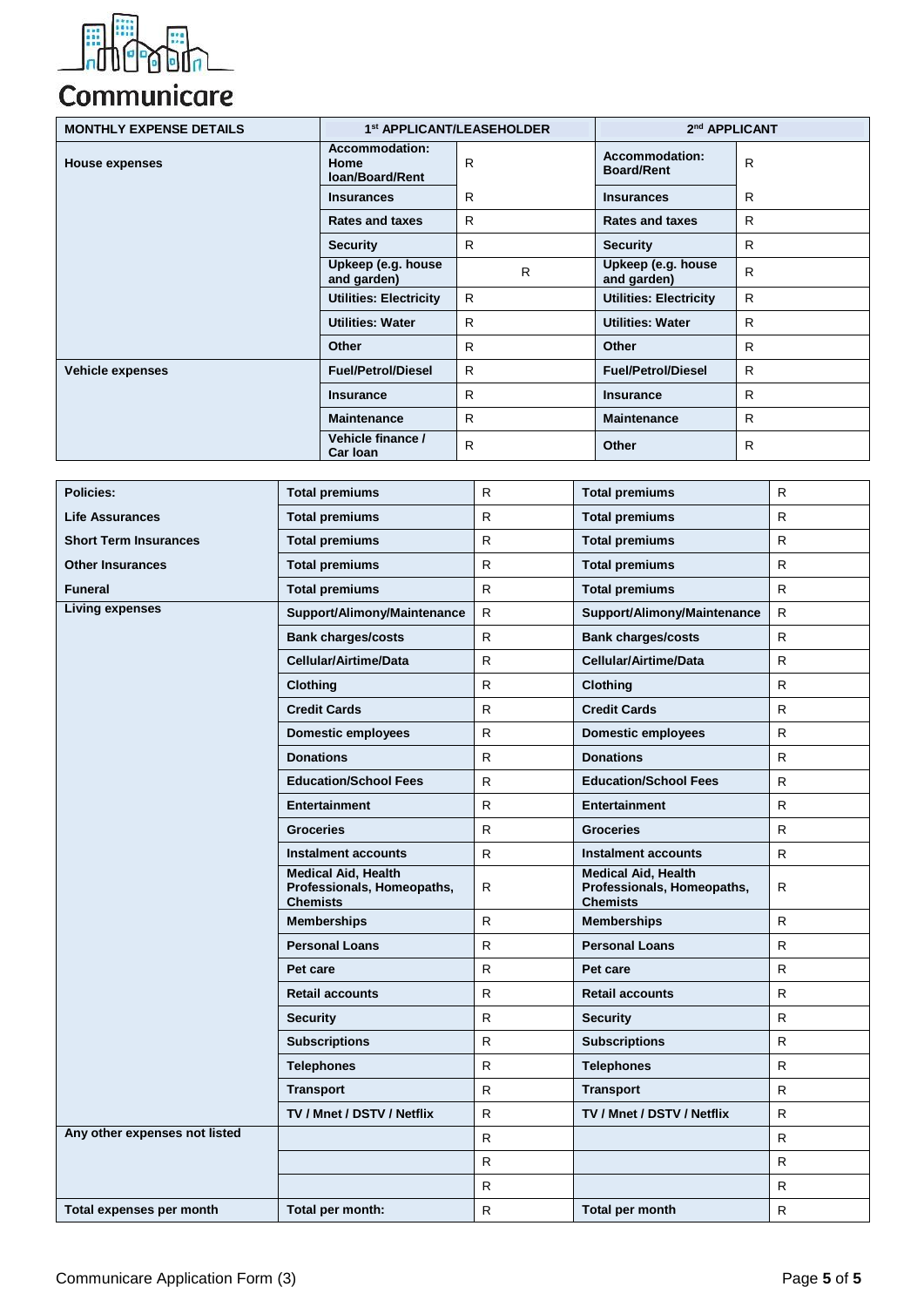Communicare

| MONTHLY EXPENSE DETAILS | 1st APPLICANT/LEASEHOLDER | | 2nd APPLICANT | |
|---|---|---|---|---|
| House expenses | Accommodation: Home loan/Board/Rent | R | Accommodation: Board/Rent | R |
| | Insurances | R | Insurances | R |
| | Rates and taxes | R | Rates and taxes | R |
| | Security | R | Security | R |
| | Upkeep (e.g. house and garden) | R | Upkeep (e.g. house and garden) | R |
| | Utilities: Electricity | R | Utilities: Electricity | R |
| | Utilities: Water | R | Utilities: Water | R |
| | Other | R | Other | R |
| Vehicle expenses | Fuel/Petrol/Diesel | R | Fuel/Petrol/Diesel | R |
| | Insurance | R | Insurance | R |
| | Maintenance | R | Maintenance | R |
| | Vehicle finance / Car loan | R | Other | R |

| | | | | |
|---|---|---|---|---|
| Policies: | Total premiums | R | Total premiums | R |
| Life Assurances | Total premiums | R | Total premiums | R |
| Short Term Insurances | Total premiums | R | Total premiums | R |
| Other Insurances | Total premiums | R | Total premiums | R |
| Funeral | Total premiums | R | Total premiums | R |
| Living expenses | Support/Alimony/Maintenance | R | Support/Alimony/Maintenance | R |
| | Bank charges/costs | R | Bank charges/costs | R |
| | Cellular/Airtime/Data | R | Cellular/Airtime/Data | R |
| | Clothing | R | Clothing | R |
| | Credit Cards | R | Credit Cards | R |
| | Domestic employees | R | Domestic employees | R |
| | Donations | R | Donations | R |
| | Education/School Fees | R | Education/School Fees | R |
| | Entertainment | R | Entertainment | R |
| | Groceries | R | Groceries | R |
| | Instalment accounts | R | Instalment accounts | R |
| | Medical Aid, Health Professionals, Homeopaths, Chemists | R | Medical Aid, Health Professionals, Homeopaths, Chemists | R |
| | Memberships | R | Memberships | R |
| | Personal Loans | R | Personal Loans | R |
| | Pet care | R | Pet care | R |
| | Retail accounts | R | Retail accounts | R |
| | Security | R | Security | R |
| | Subscriptions | R | Subscriptions | R |
| | Telephones | R | Telephones | R |
| | Transport | R | Transport | R |
| | TV / Mnet / DSTV / Netflix | R | TV / Mnet / DSTV / Netflix | R |
| Any other expenses not listed | | R | | R |
| | | R | | R |
| | | R | | R |
| Total expenses per month | Total per month: | R | Total per month | R |

Communicare Application Form (3)